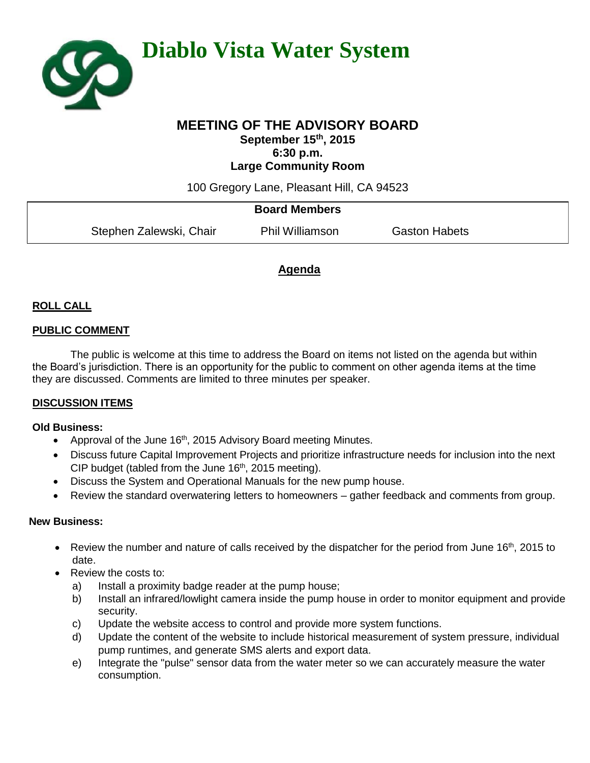# Diablo Vista Water System

## MEETING OF THE ADVISORY BOARD

**September 15th, 2015**
**6:30 p.m.**
**Large Community Room**

100 Gregory Lane, Pleasant Hill, CA 94523

| Board Members | | |
|---|---|---|
| Stephen Zalewski, Chair | Phil Williamson | Gaston Habets |

## Agenda

### ROLL CALL

### PUBLIC COMMENT

The public is welcome at this time to address the Board on items not listed on the agenda but within the Board's jurisdiction. There is an opportunity for the public to comment on other agenda items at the time they are discussed. Comments are limited to three minutes per speaker.

### DISCUSSION ITEMS

**Old Business:**

- Approval of the June 16th, 2015 Advisory Board meeting Minutes.
- Discuss future Capital Improvement Projects and prioritize infrastructure needs for inclusion into the next CIP budget (tabled from the June 16th, 2015 meeting).
- Discuss the System and Operational Manuals for the new pump house.
- Review the standard overwatering letters to homeowners – gather feedback and comments from group.

**New Business:**

- Review the number and nature of calls received by the dispatcher for the period from June 16th, 2015 to date.
- Review the costs to:
  a) Install a proximity badge reader at the pump house;
  b) Install an infrared/lowlight camera inside the pump house in order to monitor equipment and provide security.
  c) Update the website access to control and provide more system functions.
  d) Update the content of the website to include historical measurement of system pressure, individual pump runtimes, and generate SMS alerts and export data.
  e) Integrate the "pulse" sensor data from the water meter so we can accurately measure the water consumption.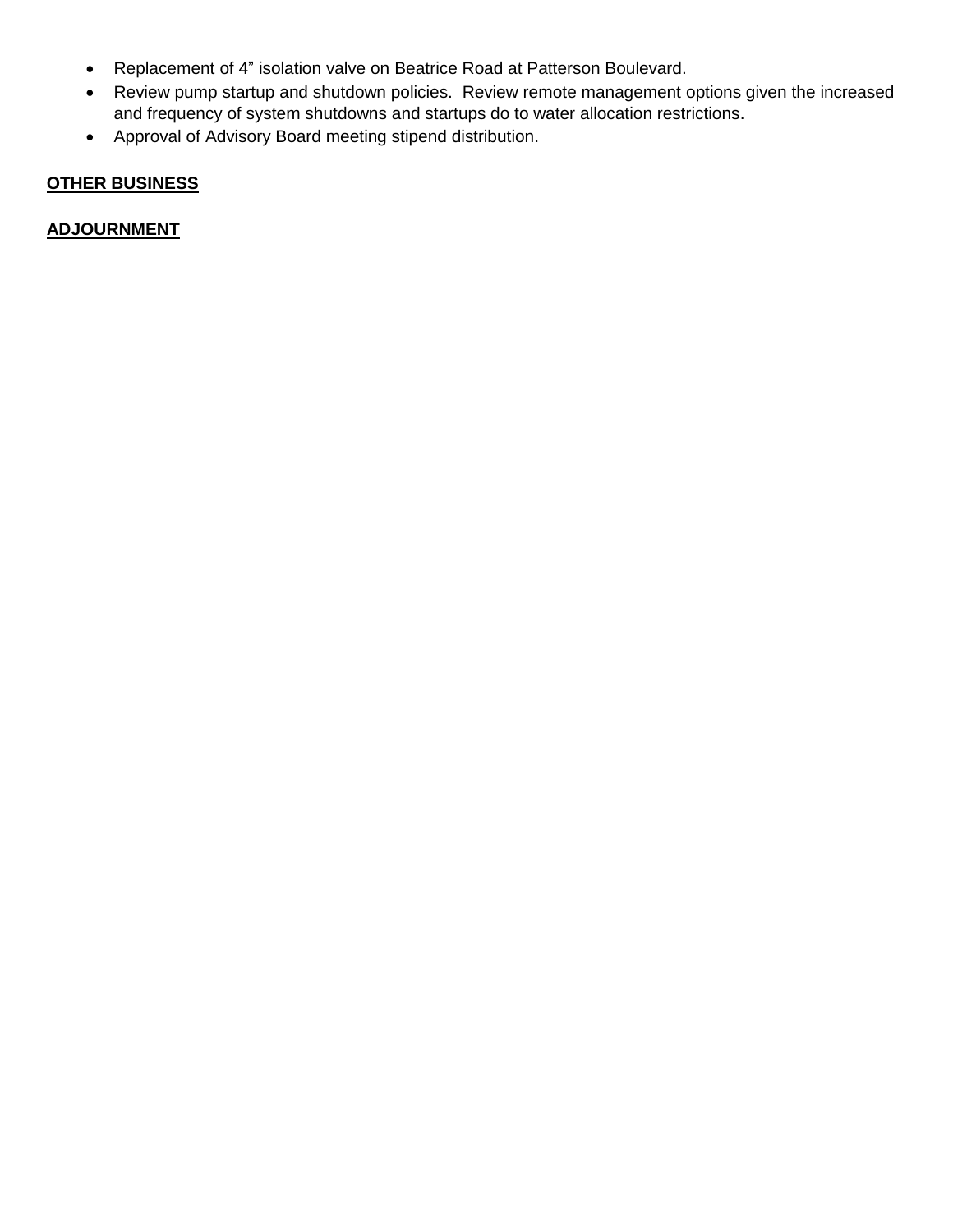- Replacement of 4" isolation valve on Beatrice Road at Patterson Boulevard.
- Review pump startup and shutdown policies. Review remote management options given the increased and frequency of system shutdowns and startups do to water allocation restrictions.
- Approval of Advisory Board meeting stipend distribution.

**OTHER BUSINESS**

**ADJOURNMENT**